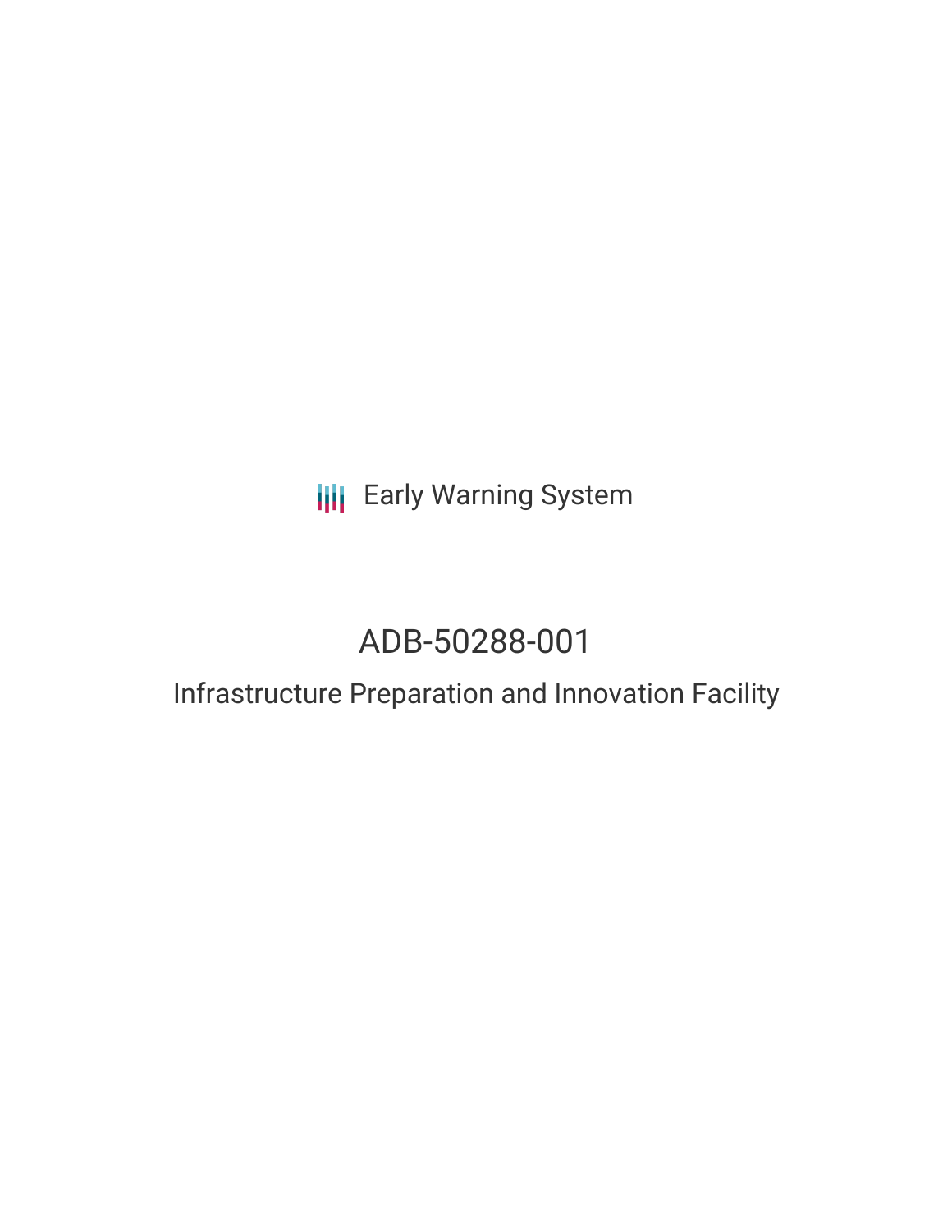Early Warning System

# ADB-50288-001

## Infrastructure Preparation and Innovation Facility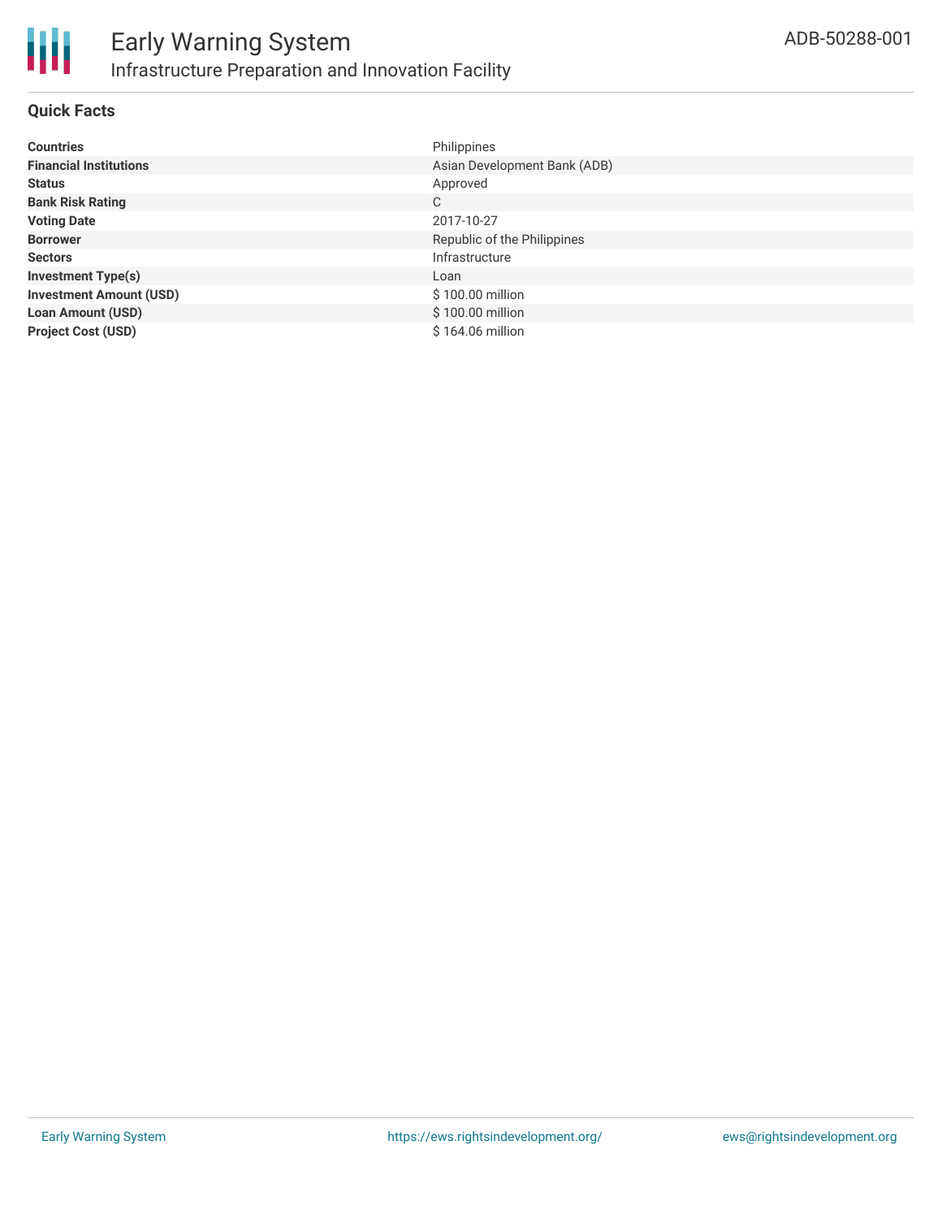# Early Warning System

## Infrastructure Preparation and Innovation Facility

ADB-50288-001

### Quick Facts

| | |
|---|---|
| **Countries** | Philippines |
| **Financial Institutions** | Asian Development Bank (ADB) |
| **Status** | Approved |
| **Bank Risk Rating** | C |
| **Voting Date** | 2017-10-27 |
| **Borrower** | Republic of the Philippines |
| **Sectors** | Infrastructure |
| **Investment Type(s)** | Loan |
| **Investment Amount (USD)** | $ 100.00 million |
| **Loan Amount (USD)** | $ 100.00 million |
| **Project Cost (USD)** | $ 164.06 million |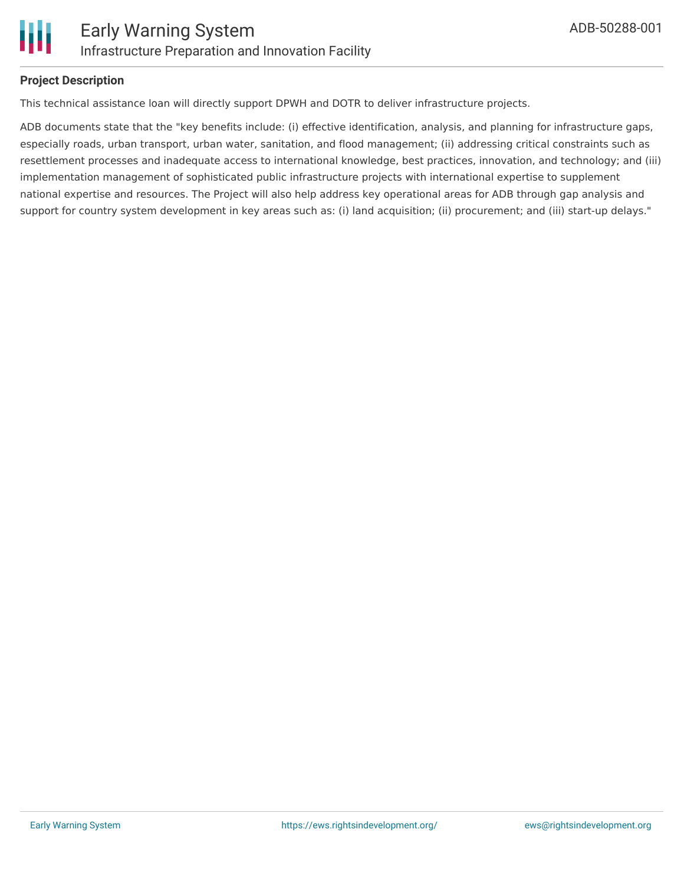**Project Description**

This technical assistance loan will directly support DPWH and DOTR to deliver infrastructure projects.

ADB documents state that the "key benefits include: (i) effective identification, analysis, and planning for infrastructure gaps, especially roads, urban transport, urban water, sanitation, and flood management; (ii) addressing critical constraints such as resettlement processes and inadequate access to international knowledge, best practices, innovation, and technology; and (iii) implementation management of sophisticated public infrastructure projects with international expertise to supplement national expertise and resources. The Project will also help address key operational areas for ADB through gap analysis and support for country system development in key areas such as: (i) land acquisition; (ii) procurement; and (iii) start-up delays."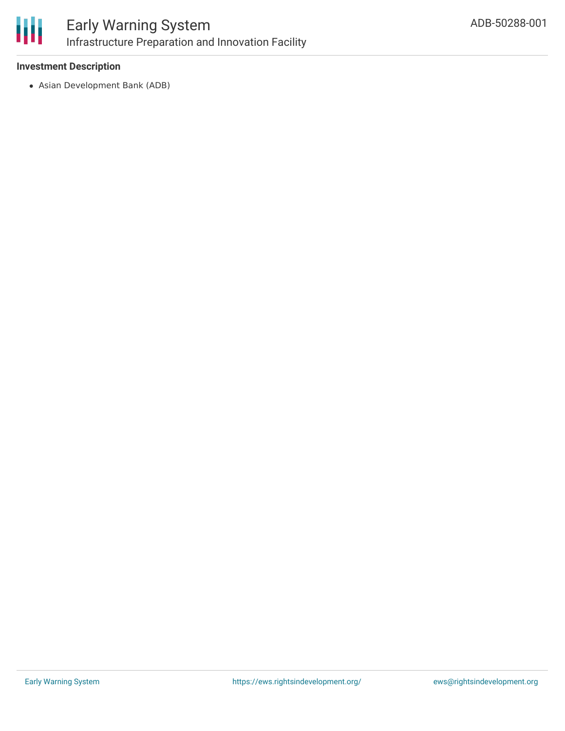### Investment Description

- Asian Development Bank (ADB)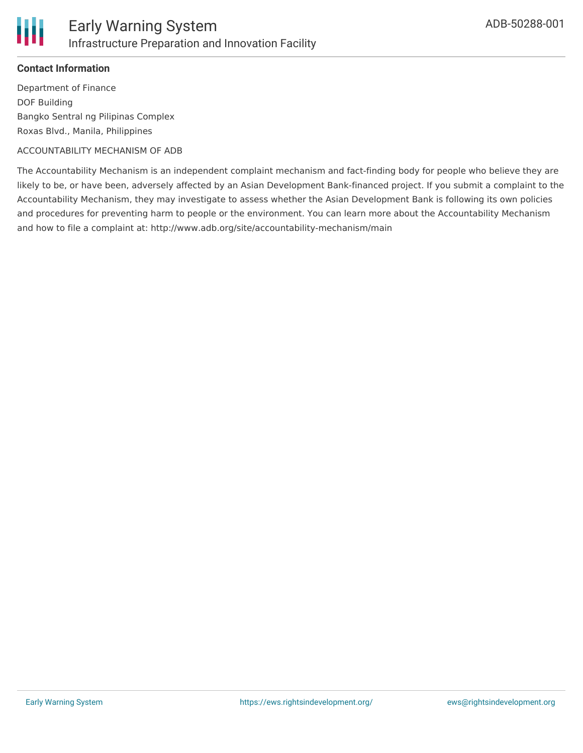**Contact Information**

Department of Finance
DOF Building
Bangko Sentral ng Pilipinas Complex
Roxas Blvd., Manila, Philippines

ACCOUNTABILITY MECHANISM OF ADB

The Accountability Mechanism is an independent complaint mechanism and fact-finding body for people who believe they are likely to be, or have been, adversely affected by an Asian Development Bank-financed project. If you submit a complaint to the Accountability Mechanism, they may investigate to assess whether the Asian Development Bank is following its own policies and procedures for preventing harm to people or the environment. You can learn more about the Accountability Mechanism and how to file a complaint at: http://www.adb.org/site/accountability-mechanism/main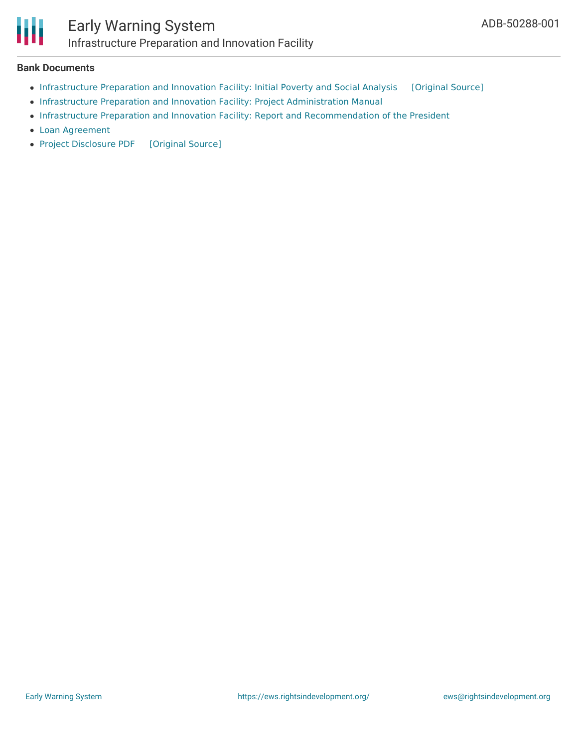### Bank Documents

- Infrastructure Preparation and Innovation Facility: Initial Poverty and Social Analysis [Original Source]
- Infrastructure Preparation and Innovation Facility: Project Administration Manual
- Infrastructure Preparation and Innovation Facility: Report and Recommendation of the President
- Loan Agreement
- Project Disclosure PDF [Original Source]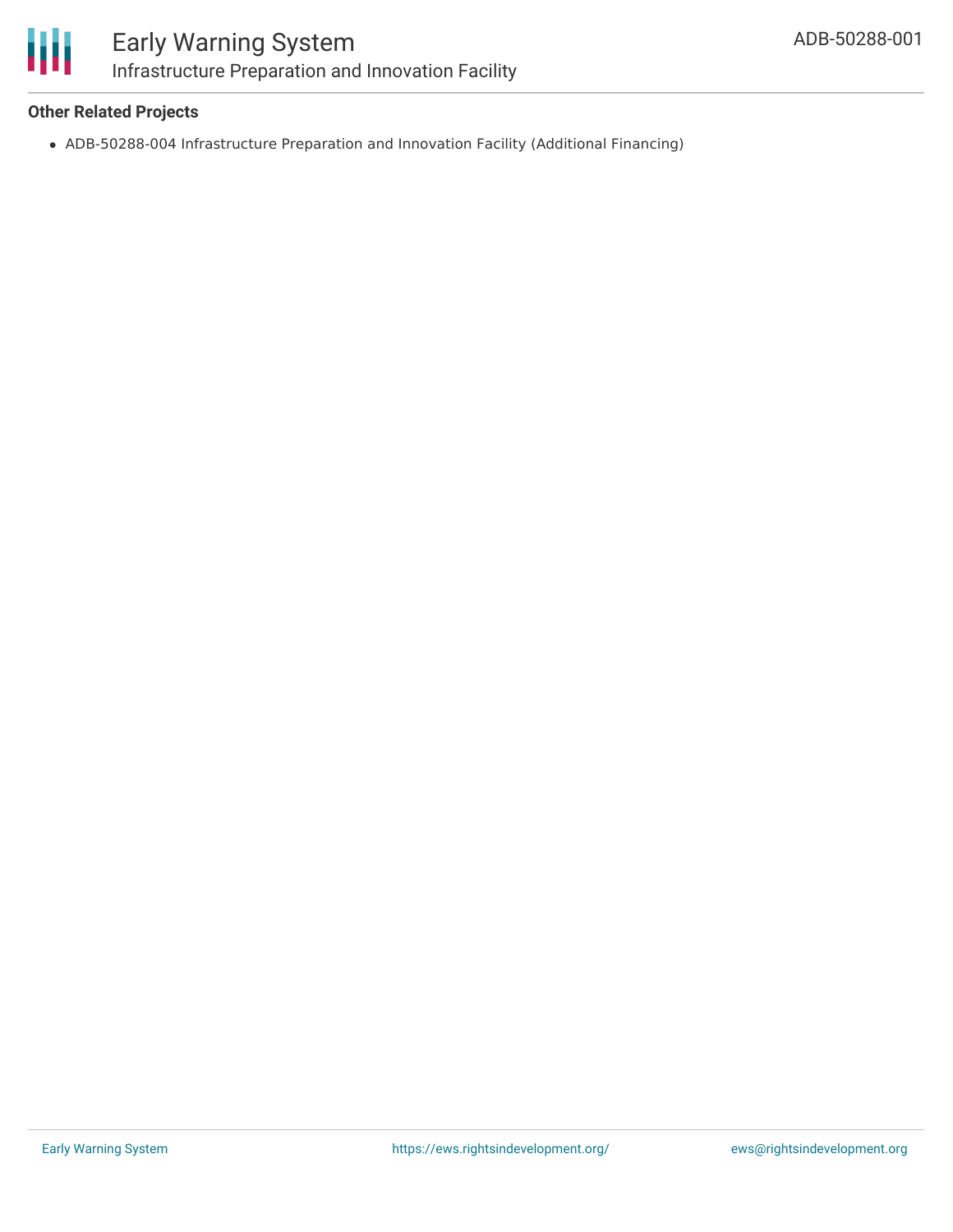### Other Related Projects

- ADB-50288-004 Infrastructure Preparation and Innovation Facility (Additional Financing)